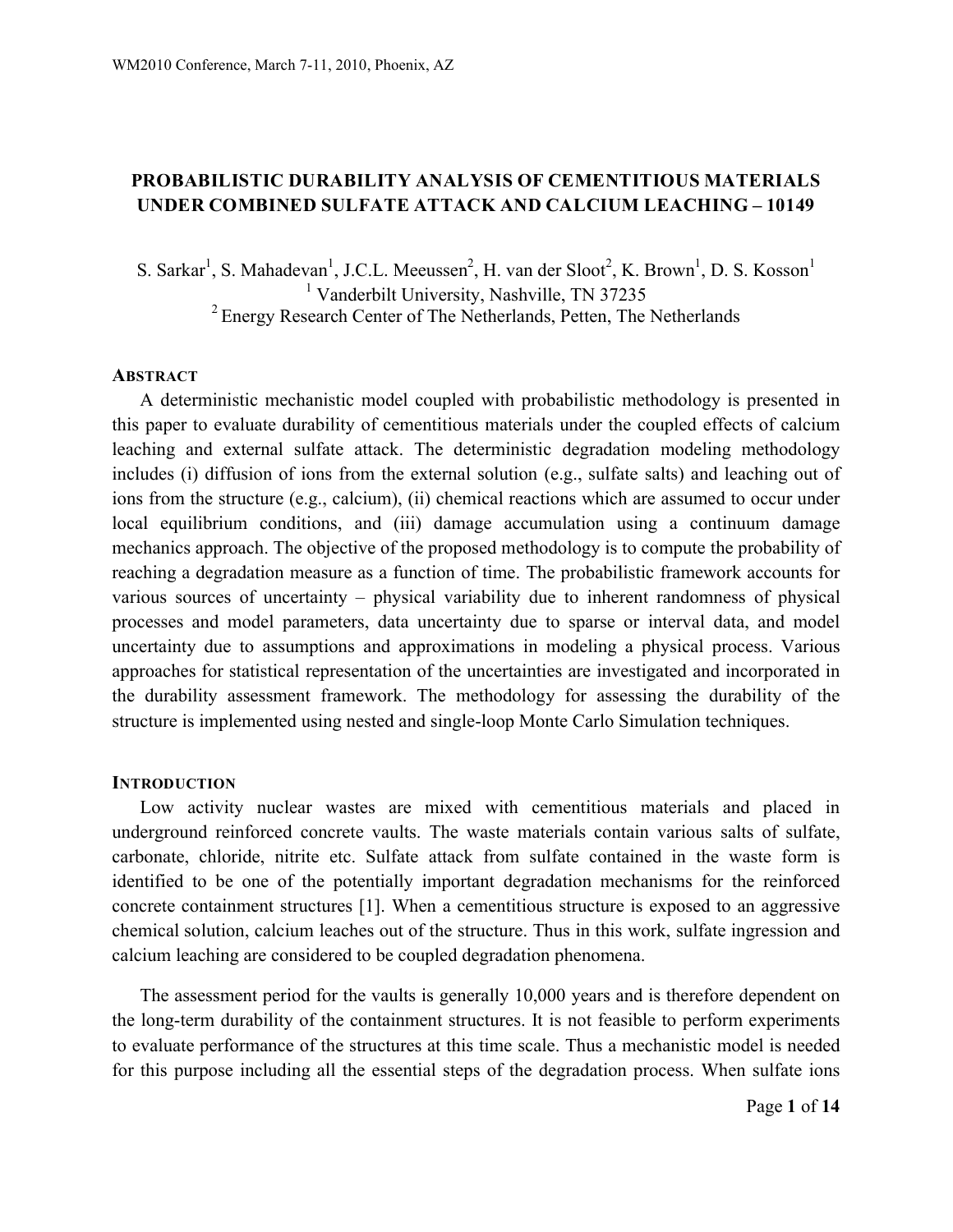# PROBABILISTIC DURABILITY ANALYSIS OF CEMENTITIOUS MATERIALS UNDER COMBINED SULFATE ATTACK AND CALCIUM LEACHING – 10149

S. Sarkar[1], S. Mahadevan[1], J.C.L. Meeussen[2], H. van der Sloot[2], K. Brown[1], D. S. Kosson[1]

[1] Vanderbilt University, Nashville, TN 37235

[2] Energy Research Center of The Netherlands, Petten, The Netherlands

## ABSTRACT

A deterministic mechanistic model coupled with probabilistic methodology is presented in this paper to evaluate durability of cementitious materials under the coupled effects of calcium leaching and external sulfate attack. The deterministic degradation modeling methodology includes (i) diffusion of ions from the external solution (e.g., sulfate salts) and leaching out of ions from the structure (e.g., calcium), (ii) chemical reactions which are assumed to occur under local equilibrium conditions, and (iii) damage accumulation using a continuum damage mechanics approach. The objective of the proposed methodology is to compute the probability of reaching a degradation measure as a function of time. The probabilistic framework accounts for various sources of uncertainty – physical variability due to inherent randomness of physical processes and model parameters, data uncertainty due to sparse or interval data, and model uncertainty due to assumptions and approximations in modeling a physical process. Various approaches for statistical representation of the uncertainties are investigated and incorporated in the durability assessment framework. The methodology for assessing the durability of the structure is implemented using nested and single-loop Monte Carlo Simulation techniques.

## INTRODUCTION

Low activity nuclear wastes are mixed with cementitious materials and placed in underground reinforced concrete vaults. The waste materials contain various salts of sulfate, carbonate, chloride, nitrite etc. Sulfate attack from sulfate contained in the waste form is identified to be one of the potentially important degradation mechanisms for the reinforced concrete containment structures [1]. When a cementitious structure is exposed to an aggressive chemical solution, calcium leaches out of the structure. Thus in this work, sulfate ingression and calcium leaching are considered to be coupled degradation phenomena.

The assessment period for the vaults is generally 10,000 years and is therefore dependent on the long-term durability of the containment structures. It is not feasible to perform experiments to evaluate performance of the structures at this time scale. Thus a mechanistic model is needed for this purpose including all the essential steps of the degradation process. When sulfate ions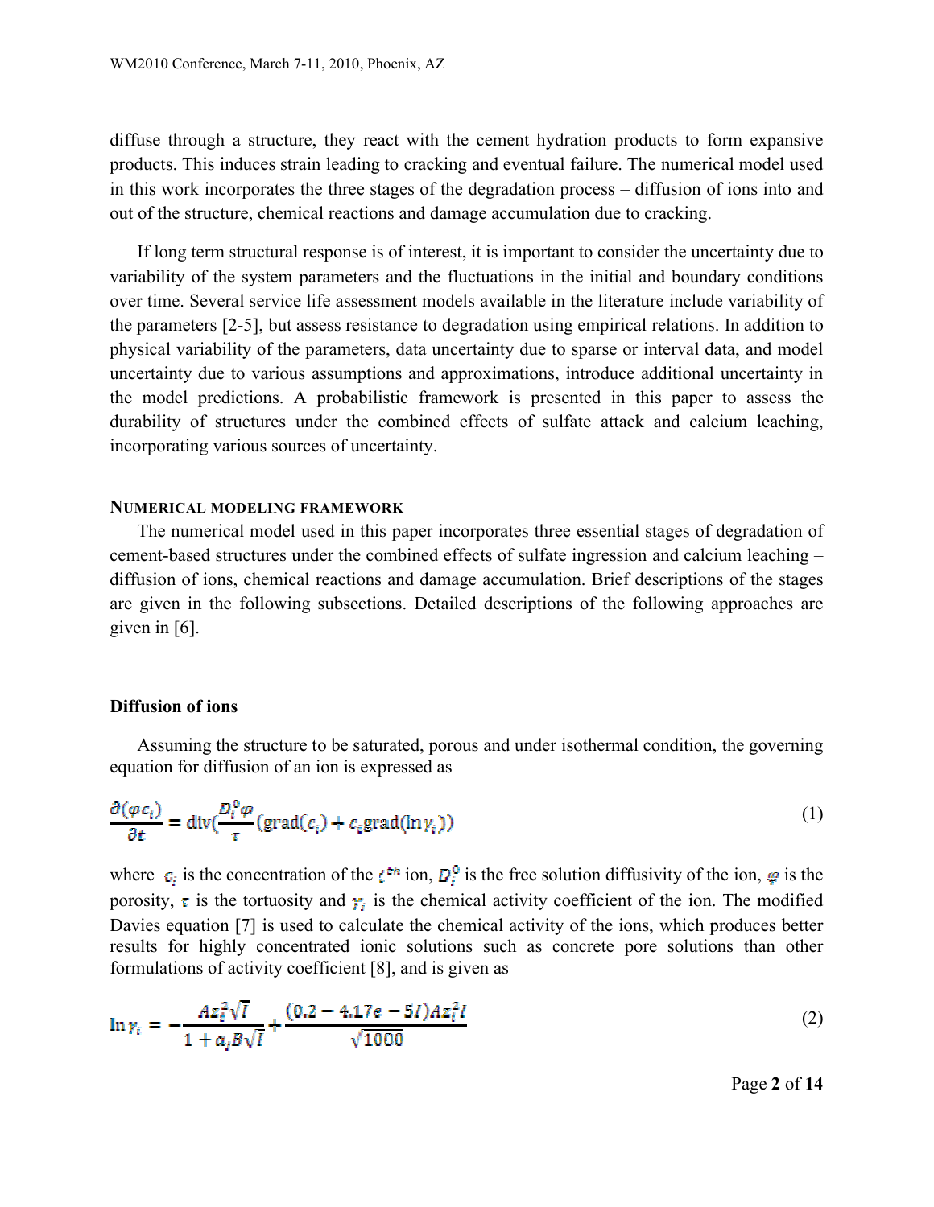diffuse through a structure, they react with the cement hydration products to form expansive products. This induces strain leading to cracking and eventual failure. The numerical model used in this work incorporates the three stages of the degradation process – diffusion of ions into and out of the structure, chemical reactions and damage accumulation due to cracking.

If long term structural response is of interest, it is important to consider the uncertainty due to variability of the system parameters and the fluctuations in the initial and boundary conditions over time. Several service life assessment models available in the literature include variability of the parameters [2-5], but assess resistance to degradation using empirical relations. In addition to physical variability of the parameters, data uncertainty due to sparse or interval data, and model uncertainty due to various assumptions and approximations, introduce additional uncertainty in the model predictions. A probabilistic framework is presented in this paper to assess the durability of structures under the combined effects of sulfate attack and calcium leaching, incorporating various sources of uncertainty.

## NUMERICAL MODELING FRAMEWORK

The numerical model used in this paper incorporates three essential stages of degradation of cement-based structures under the combined effects of sulfate ingression and calcium leaching – diffusion of ions, chemical reactions and damage accumulation. Brief descriptions of the stages are given in the following subsections. Detailed descriptions of the following approaches are given in [6].

### Diffusion of ions

Assuming the structure to be saturated, porous and under isothermal condition, the governing equation for diffusion of an ion is expressed as

$$\frac{\partial(\varphi c_i)}{\partial t} = \mathrm{div}\left(\frac{D_i^0 \varphi}{\tau}\left(\mathrm{grad}(c_i) + c_i \mathrm{grad}(\ln \gamma_i)\right)\right) \tag{1}$$

where $c_i$ is the concentration of the $i^{th}$ ion, $D_i^0$ is the free solution diffusivity of the ion, $\varphi$ is the porosity, $\tau$ is the tortuosity and $\gamma_i$ is the chemical activity coefficient of the ion. The modified Davies equation [7] is used to calculate the chemical activity of the ions, which produces better results for highly concentrated ionic solutions such as concrete pore solutions than other formulations of activity coefficient [8], and is given as

$$\ln \gamma_i = -\frac{A z_i^2 \sqrt{I}}{1 + a_i B \sqrt{I}} + \frac{(0.2 - 4.17e-5I) A z_i^2 I}{\sqrt{1000}} \tag{2}$$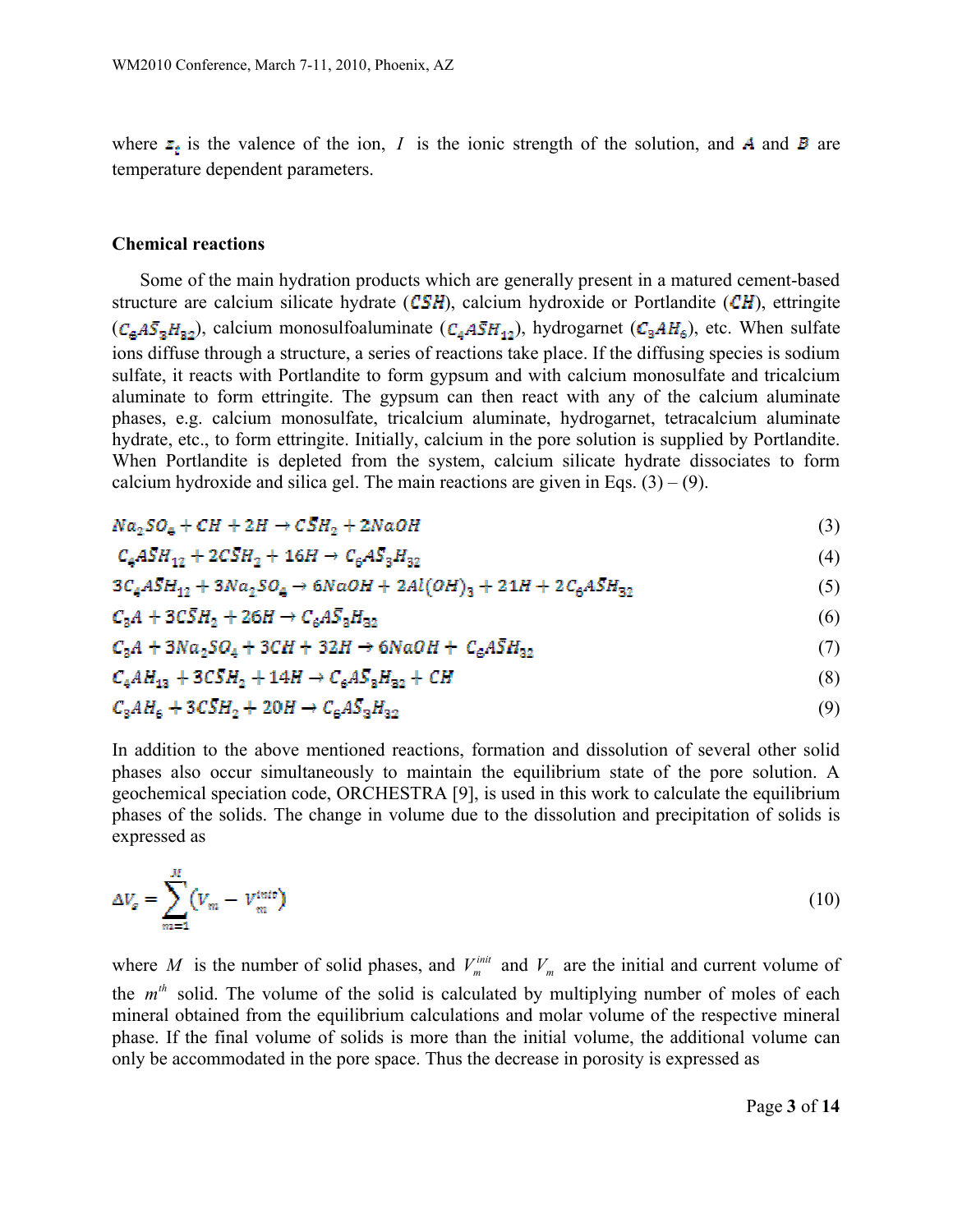where $z_i$ is the valence of the ion, $I$ is the ionic strength of the solution, and $A$ and $B$ are temperature dependent parameters.

**Chemical reactions**

Some of the main hydration products which are generally present in a matured cement-based structure are calcium silicate hydrate ($CSH$), calcium hydroxide or Portlandite ($CH$), ettringite ($C_6A\bar{S}_3H_{32}$), calcium monosulfoaluminate ($C_4A\bar{S}H_{12}$), hydrogarnet ($C_3AH_6$), etc. When sulfate ions diffuse through a structure, a series of reactions take place. If the diffusing species is sodium sulfate, it reacts with Portlandite to form gypsum and with calcium monosulfate and tricalcium aluminate to form ettringite. The gypsum can then react with any of the calcium aluminate phases, e.g. calcium monosulfate, tricalcium aluminate, hydrogarnet, tetracalcium aluminate hydrate, etc., to form ettringite. Initially, calcium in the pore solution is supplied by Portlandite. When Portlandite is depleted from the system, calcium silicate hydrate dissociates to form calcium hydroxide and silica gel. The main reactions are given in Eqs. (3) – (9).

$$Na_2SO_4 + CH + 2H \rightarrow C\bar{S}H_2 + 2NaOH \tag{3}$$

$$C_4A\bar{S}H_{12} + 2C\bar{S}H_2 + 16H \rightarrow C_6A\bar{S}_3H_{32} \tag{4}$$

$$3C_4A\bar{S}H_{12} + 3Na_2SO_4 \rightarrow 6NaOH + 2Al(OH)_3 + 21H + 2C_6A\bar{S}H_{32} \tag{5}$$

$$C_3A + 3C\bar{S}H_2 + 26H \rightarrow C_6A\bar{S}_3H_{32} \tag{6}$$

$$C_3A + 3Na_2SO_4 + 3CH + 32H \rightarrow 6NaOH + C_6A\bar{S}H_{32} \tag{7}$$

$$C_4AH_{13} + 3C\bar{S}H_2 + 14H \rightarrow C_6A\bar{S}_3H_{32} + CH \tag{8}$$

$$C_3AH_6 + 3C\bar{S}H_2 + 20H \rightarrow C_6A\bar{S}_3H_{32} \tag{9}$$

In addition to the above mentioned reactions, formation and dissolution of several other solid phases also occur simultaneously to maintain the equilibrium state of the pore solution. A geochemical speciation code, ORCHESTRA [9], is used in this work to calculate the equilibrium phases of the solids. The change in volume due to the dissolution and precipitation of solids is expressed as

$$\Delta V_s = \sum_{m=1}^{M} \left( V_m - V_m^{init} \right) \tag{10}$$

where $M$ is the number of solid phases, and $V_m^{init}$ and $V_m$ are the initial and current volume of the $m^{th}$ solid. The volume of the solid is calculated by multiplying number of moles of each mineral obtained from the equilibrium calculations and molar volume of the respective mineral phase. If the final volume of solids is more than the initial volume, the additional volume can only be accommodated in the pore space. Thus the decrease in porosity is expressed as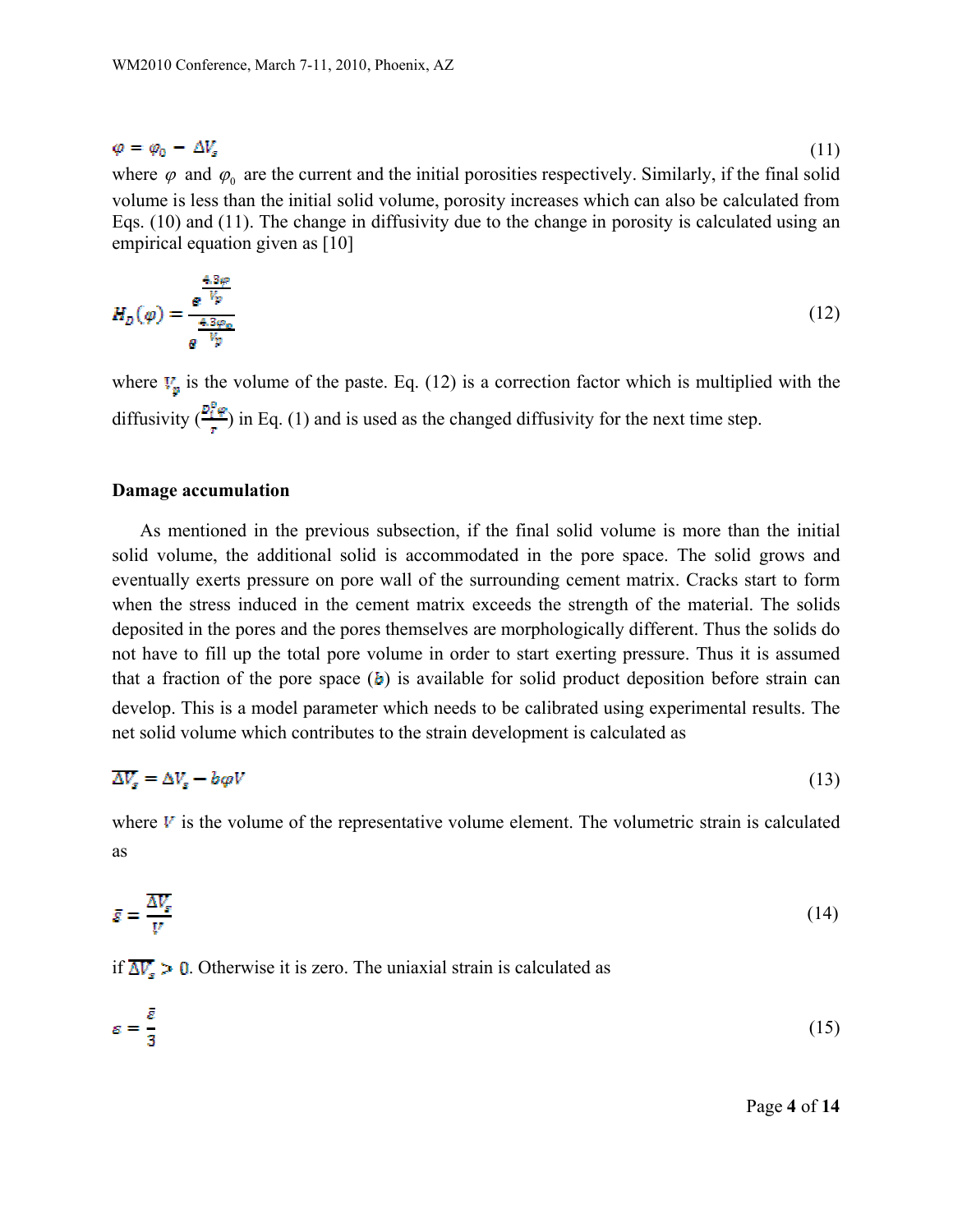$$\varphi = \varphi_0 - \Delta V_s \tag{11}$$

where $\varphi$ and $\varphi_0$ are the current and the initial porosities respectively. Similarly, if the final solid volume is less than the initial solid volume, porosity increases which can also be calculated from Eqs. (10) and (11). The change in diffusivity due to the change in porosity is calculated using an empirical equation given as [10]

$$H_D(\varphi) = \frac{e^{\frac{4.3\varphi}{V_p}}}{e^{\frac{4.3\varphi_0}{V_p}}} \tag{12}$$

where $V_p$ is the volume of the paste. Eq. (12) is a correction factor which is multiplied with the diffusivity ($\frac{D_i^p \varphi}{\tau}$) in Eq. (1) and is used as the changed diffusivity for the next time step.

**Damage accumulation**

As mentioned in the previous subsection, if the final solid volume is more than the initial solid volume, the additional solid is accommodated in the pore space. The solid grows and eventually exerts pressure on pore wall of the surrounding cement matrix. Cracks start to form when the stress induced in the cement matrix exceeds the strength of the material. The solids deposited in the pores and the pores themselves are morphologically different. Thus the solids do not have to fill up the total pore volume in order to start exerting pressure. Thus it is assumed that a fraction of the pore space ($b$) is available for solid product deposition before strain can develop. This is a model parameter which needs to be calibrated using experimental results. The net solid volume which contributes to the strain development is calculated as

$$\overline{\Delta V_s} = \Delta V_s - b\varphi V \tag{13}$$

where $V$ is the volume of the representative volume element. The volumetric strain is calculated as

$$\bar{\varepsilon} = \frac{\overline{\Delta V_s}}{V} \tag{14}$$

if $\overline{\Delta V_s} > 0$. Otherwise it is zero. The uniaxial strain is calculated as

$$\varepsilon = \frac{\bar{\varepsilon}}{3} \tag{15}$$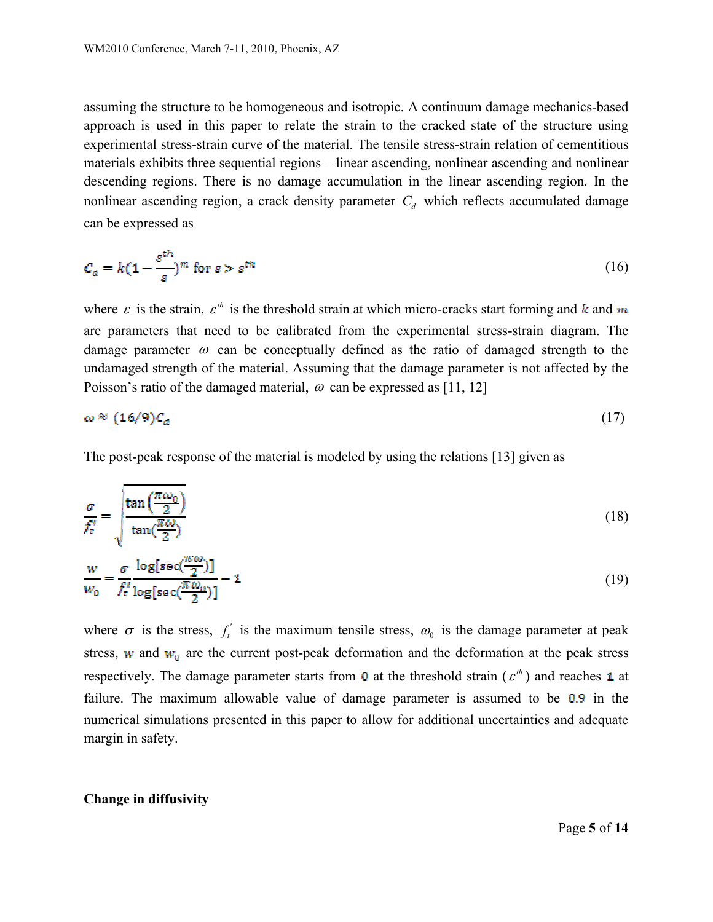assuming the structure to be homogeneous and isotropic. A continuum damage mechanics-based approach is used in this paper to relate the strain to the cracked state of the structure using experimental stress-strain curve of the material. The tensile stress-strain relation of cementitious materials exhibits three sequential regions – linear ascending, nonlinear ascending and nonlinear descending regions. There is no damage accumulation in the linear ascending region. In the nonlinear ascending region, a crack density parameter $C_d$ which reflects accumulated damage can be expressed as

$$C_d = k\left(1 - \frac{\varepsilon^{th}}{\varepsilon}\right)^m \text{ for } \varepsilon > \varepsilon^{th} \tag{16}$$

where $\varepsilon$ is the strain, $\varepsilon^{th}$ is the threshold strain at which micro-cracks start forming and $k$ and $m$ are parameters that need to be calibrated from the experimental stress-strain diagram. The damage parameter $\omega$ can be conceptually defined as the ratio of damaged strength to the undamaged strength of the material. Assuming that the damage parameter is not affected by the Poisson's ratio of the damaged material, $\omega$ can be expressed as [11, 12]

$$\omega \approx (16/9)C_d \tag{17}$$

The post-peak response of the material is modeled by using the relations [13] given as

$$\frac{\sigma}{f_t'} = \sqrt{\frac{\tan\left(\frac{\pi\omega_0}{2}\right)}{\tan\left(\frac{\pi\omega}{2}\right)}} \tag{18}$$

$$\frac{w}{w_0} = \frac{\sigma}{f_t'}\frac{\log\left[\sec\left(\frac{\pi\omega}{2}\right)\right]}{\log\left[\sec\left(\frac{\pi\omega_0}{2}\right)\right]} - 1 \tag{19}$$

where $\sigma$ is the stress, $f_t'$ is the maximum tensile stress, $\omega_0$ is the damage parameter at peak stress, $w$ and $w_0$ are the current post-peak deformation and the deformation at the peak stress respectively. The damage parameter starts from $0$ at the threshold strain ($\varepsilon^{th}$) and reaches $1$ at failure. The maximum allowable value of damage parameter is assumed to be $0.9$ in the numerical simulations presented in this paper to allow for additional uncertainties and adequate margin in safety.

**Change in diffusivity**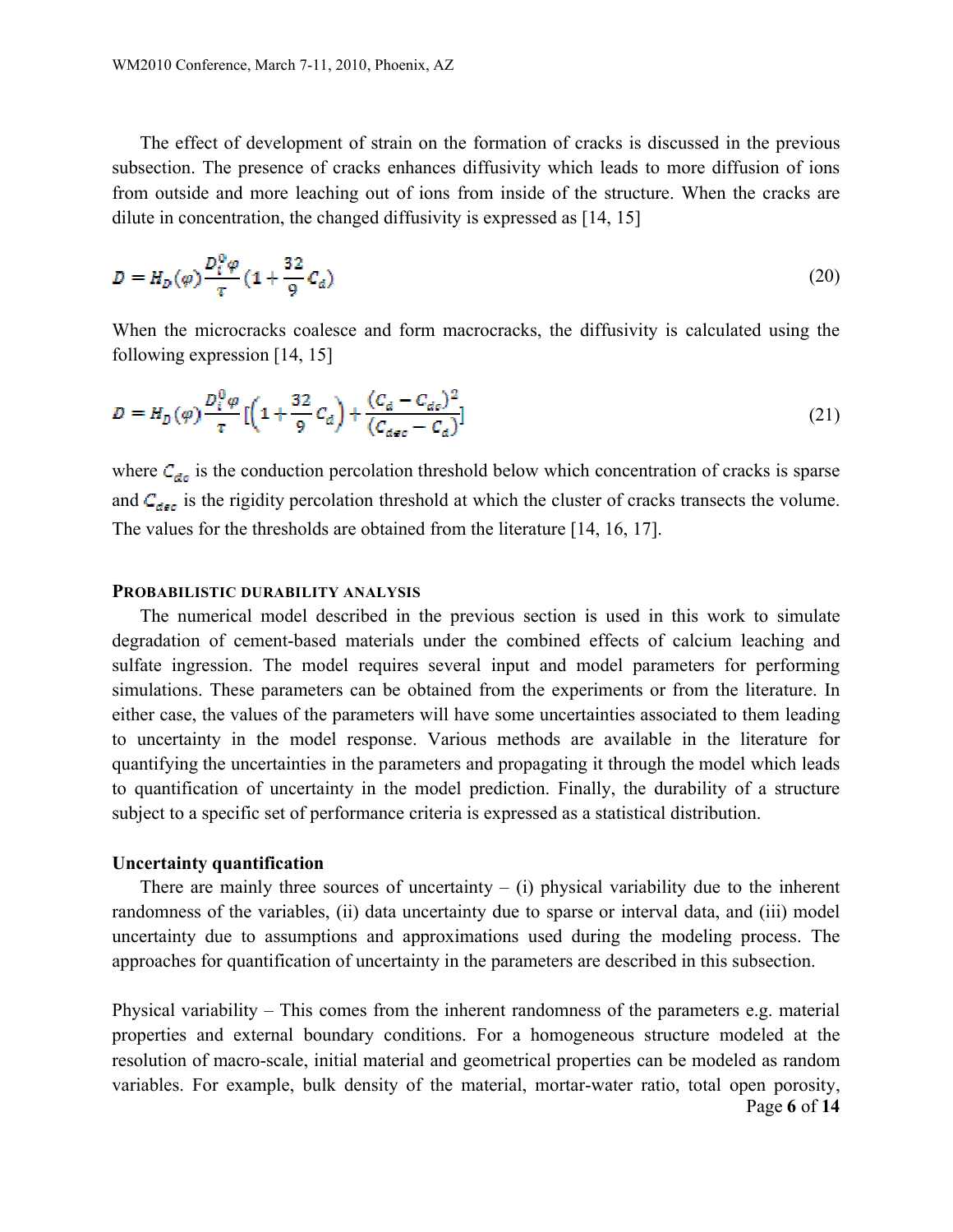The effect of development of strain on the formation of cracks is discussed in the previous subsection. The presence of cracks enhances diffusivity which leads to more diffusion of ions from outside and more leaching out of ions from inside of the structure. When the cracks are dilute in concentration, the changed diffusivity is expressed as [14, 15]

$$D = H_D(\varphi)\frac{D_i^0\varphi}{\tau}\left(1 + \frac{32}{9}C_d\right) \tag{20}$$

When the microcracks coalesce and form macrocracks, the diffusivity is calculated using the following expression [14, 15]

$$D = H_D(\varphi)\frac{D_i^0\varphi}{\tau}\left[\left(1 + \frac{32}{9}C_d\right) + \frac{(C_d - C_{dc})^2}{(C_{dsc} - C_d)}\right] \tag{21}$$

where $C_{dc}$ is the conduction percolation threshold below which concentration of cracks is sparse and $C_{dsc}$ is the rigidity percolation threshold at which the cluster of cracks transects the volume. The values for the thresholds are obtained from the literature [14, 16, 17].

## PROBABILISTIC DURABILITY ANALYSIS

The numerical model described in the previous section is used in this work to simulate degradation of cement-based materials under the combined effects of calcium leaching and sulfate ingression. The model requires several input and model parameters for performing simulations. These parameters can be obtained from the experiments or from the literature. In either case, the values of the parameters will have some uncertainties associated to them leading to uncertainty in the model response. Various methods are available in the literature for quantifying the uncertainties in the parameters and propagating it through the model which leads to quantification of uncertainty in the model prediction. Finally, the durability of a structure subject to a specific set of performance criteria is expressed as a statistical distribution.

### Uncertainty quantification

There are mainly three sources of uncertainty – (i) physical variability due to the inherent randomness of the variables, (ii) data uncertainty due to sparse or interval data, and (iii) model uncertainty due to assumptions and approximations used during the modeling process. The approaches for quantification of uncertainty in the parameters are described in this subsection.

Physical variability – This comes from the inherent randomness of the parameters e.g. material properties and external boundary conditions. For a homogeneous structure modeled at the resolution of macro-scale, initial material and geometrical properties can be modeled as random variables. For example, bulk density of the material, mortar-water ratio, total open porosity,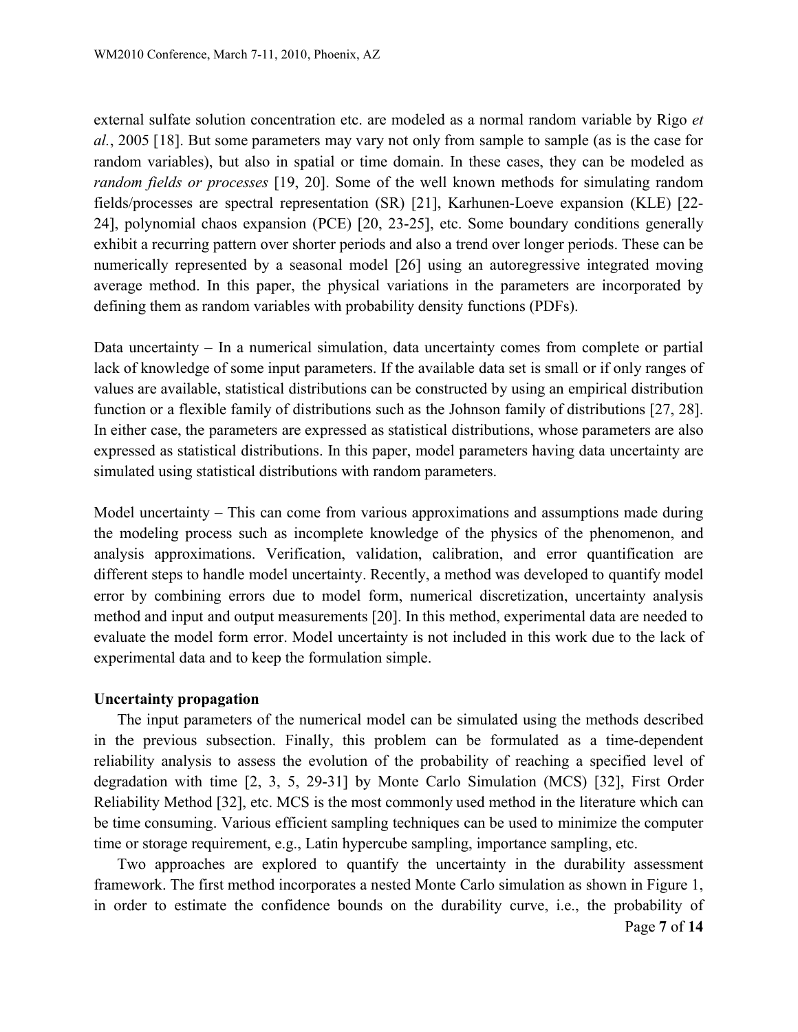external sulfate solution concentration etc. are modeled as a normal random variable by Rigo *et al.*, 2005 [18]. But some parameters may vary not only from sample to sample (as is the case for random variables), but also in spatial or time domain. In these cases, they can be modeled as *random fields or processes* [19, 20]. Some of the well known methods for simulating random fields/processes are spectral representation (SR) [21], Karhunen-Loeve expansion (KLE) [22-24], polynomial chaos expansion (PCE) [20, 23-25], etc. Some boundary conditions generally exhibit a recurring pattern over shorter periods and also a trend over longer periods. These can be numerically represented by a seasonal model [26] using an autoregressive integrated moving average method. In this paper, the physical variations in the parameters are incorporated by defining them as random variables with probability density functions (PDFs).

Data uncertainty – In a numerical simulation, data uncertainty comes from complete or partial lack of knowledge of some input parameters. If the available data set is small or if only ranges of values are available, statistical distributions can be constructed by using an empirical distribution function or a flexible family of distributions such as the Johnson family of distributions [27, 28]. In either case, the parameters are expressed as statistical distributions, whose parameters are also expressed as statistical distributions. In this paper, model parameters having data uncertainty are simulated using statistical distributions with random parameters.

Model uncertainty – This can come from various approximations and assumptions made during the modeling process such as incomplete knowledge of the physics of the phenomenon, and analysis approximations. Verification, validation, calibration, and error quantification are different steps to handle model uncertainty. Recently, a method was developed to quantify model error by combining errors due to model form, numerical discretization, uncertainty analysis method and input and output measurements [20]. In this method, experimental data are needed to evaluate the model form error. Model uncertainty is not included in this work due to the lack of experimental data and to keep the formulation simple.

**Uncertainty propagation**

The input parameters of the numerical model can be simulated using the methods described in the previous subsection. Finally, this problem can be formulated as a time-dependent reliability analysis to assess the evolution of the probability of reaching a specified level of degradation with time [2, 3, 5, 29-31] by Monte Carlo Simulation (MCS) [32], First Order Reliability Method [32], etc. MCS is the most commonly used method in the literature which can be time consuming. Various efficient sampling techniques can be used to minimize the computer time or storage requirement, e.g., Latin hypercube sampling, importance sampling, etc.

Two approaches are explored to quantify the uncertainty in the durability assessment framework. The first method incorporates a nested Monte Carlo simulation as shown in Figure 1, in order to estimate the confidence bounds on the durability curve, i.e., the probability of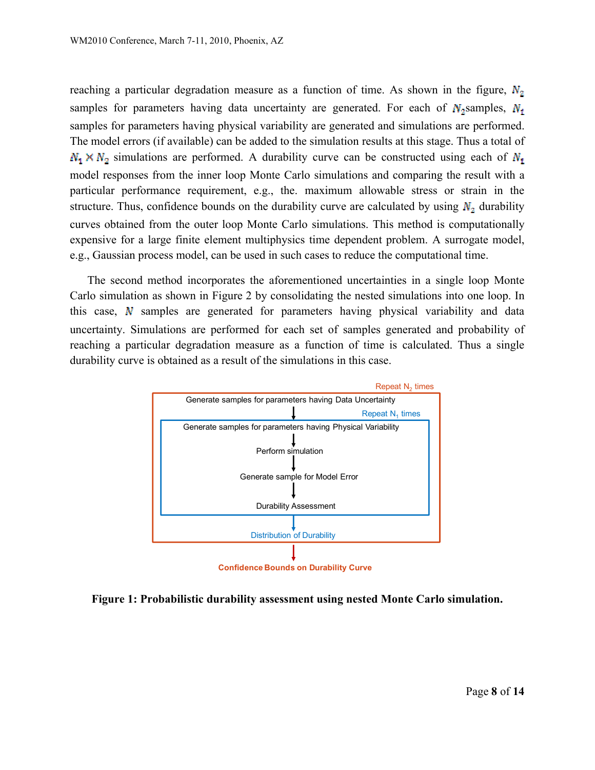reaching a particular degradation measure as a function of time. As shown in the figure, $N_2$ samples for parameters having data uncertainty are generated. For each of $N_2$samples, $N_1$ samples for parameters having physical variability are generated and simulations are performed. The model errors (if available) can be added to the simulation results at this stage. Thus a total of $N_1 \times N_2$ simulations are performed. A durability curve can be constructed using each of $N_1$ model responses from the inner loop Monte Carlo simulations and comparing the result with a particular performance requirement, e.g., the. maximum allowable stress or strain in the structure. Thus, confidence bounds on the durability curve are calculated by using $N_2$ durability curves obtained from the outer loop Monte Carlo simulations. This method is computationally expensive for a large finite element multiphysics time dependent problem. A surrogate model, e.g., Gaussian process model, can be used in such cases to reduce the computational time.

The second method incorporates the aforementioned uncertainties in a single loop Monte Carlo simulation as shown in Figure 2 by consolidating the nested simulations into one loop. In this case, $N$ samples are generated for parameters having physical variability and data uncertainty. Simulations are performed for each set of samples generated and probability of reaching a particular degradation measure as a function of time is calculated. Thus a single durability curve is obtained as a result of the simulations in this case.

Repeat $N_2$ times

Generate samples for parameters having Data Uncertainty

Repeat $N_1$ times

Generate samples for parameters having Physical Variability

Perform simulation

Generate sample for Model Error

Durability Assessment

Distribution of Durability

Confidence Bounds on Durability Curve

**Figure 1: Probabilistic durability assessment using nested Monte Carlo simulation.**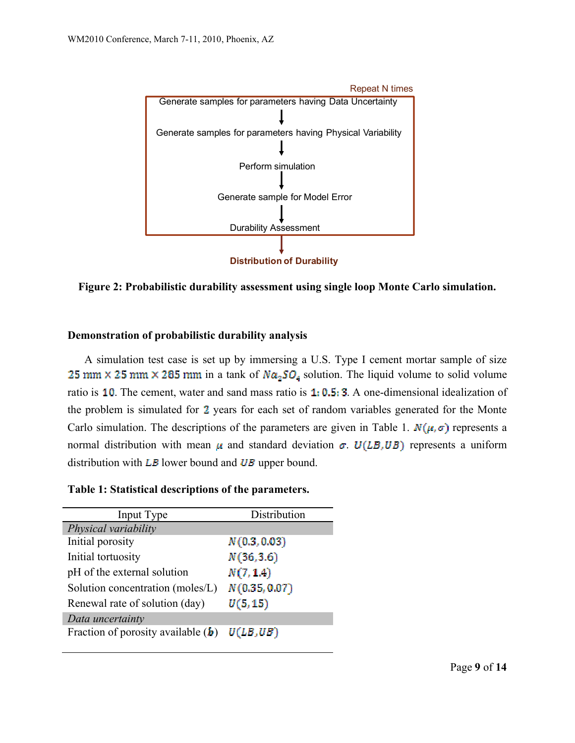Repeat N times

Generate samples for parameters having Data Uncertainty

Generate samples for parameters having Physical Variability

Perform simulation

Generate sample for Model Error

Durability Assessment

Distribution of Durability

**Figure 2: Probabilistic durability assessment using single loop Monte Carlo simulation.**

### Demonstration of probabilistic durability analysis

A simulation test case is set up by immersing a U.S. Type I cement mortar sample of size $25\ \text{mm} \times 25\ \text{mm} \times 285\ \text{mm}$ in a tank of $Na_2SO_4$ solution. The liquid volume to solid volume ratio is $10$. The cement, water and sand mass ratio is $1:0.5:3$. A one-dimensional idealization of the problem is simulated for $2$ years for each set of random variables generated for the Monte Carlo simulation. The descriptions of the parameters are given in Table 1. $N(\mu,\sigma)$ represents a normal distribution with mean $\mu$ and standard deviation $\sigma$. $U(LB,UB)$ represents a uniform distribution with $LB$ lower bound and $UB$ upper bound.

**Table 1: Statistical descriptions of the parameters.**

| Input Type | Distribution |
|---|---|
| *Physical variability* | |
| Initial porosity | $N(0.3, 0.03)$ |
| Initial tortuosity | $N(36, 3.6)$ |
| pH of the external solution | $N(7, 1.4)$ |
| Solution concentration (moles/L) | $N(0.35, 0.07)$ |
| Renewal rate of solution (day) | $U(5, 15)$ |
| *Data uncertainty* | |
| Fraction of porosity available ($b$) | $U(LB, UB)$ |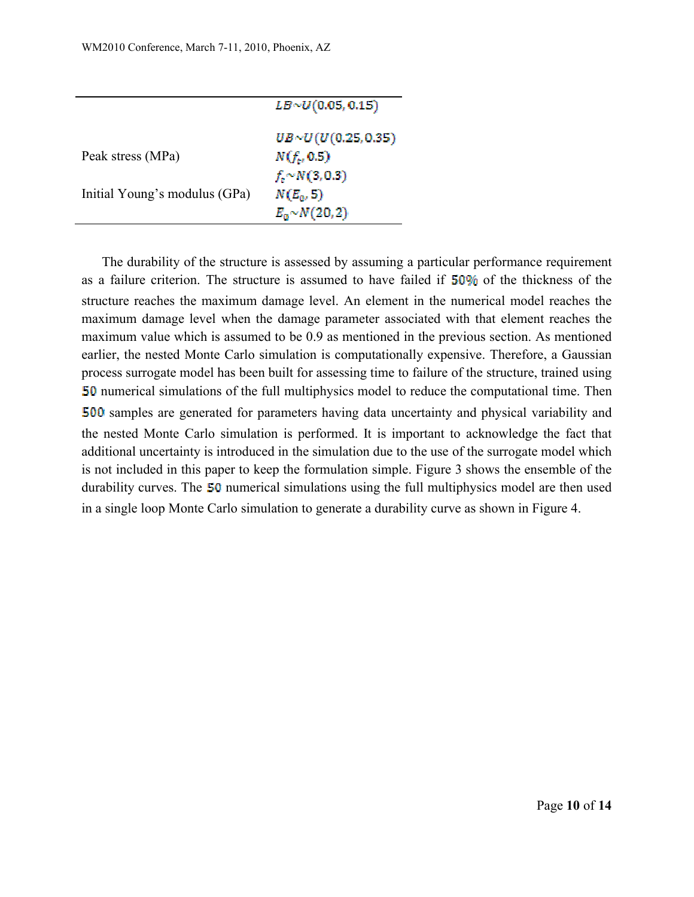| | |
|---|---|
| | $LB \sim U(0.05, 0.15)$ |
| | $UB \sim U(U(0.25, 0.35)$ |
| Peak stress (MPa) | $N(f_t, 0.5)$ |
| | $f_t \sim N(3, 0.3)$ |
| Initial Young's modulus (GPa) | $N(E_0, 5)$ |
| | $E_0 \sim N(20, 2)$ |

The durability of the structure is assessed by assuming a particular performance requirement as a failure criterion. The structure is assumed to have failed if $50\%$ of the thickness of the structure reaches the maximum damage level. An element in the numerical model reaches the maximum damage level when the damage parameter associated with that element reaches the maximum value which is assumed to be 0.9 as mentioned in the previous section. As mentioned earlier, the nested Monte Carlo simulation is computationally expensive. Therefore, a Gaussian process surrogate model has been built for assessing time to failure of the structure, trained using $50$ numerical simulations of the full multiphysics model to reduce the computational time. Then $500$ samples are generated for parameters having data uncertainty and physical variability and the nested Monte Carlo simulation is performed. It is important to acknowledge the fact that additional uncertainty is introduced in the simulation due to the use of the surrogate model which is not included in this paper to keep the formulation simple. Figure 3 shows the ensemble of the durability curves. The $50$ numerical simulations using the full multiphysics model are then used in a single loop Monte Carlo simulation to generate a durability curve as shown in Figure 4.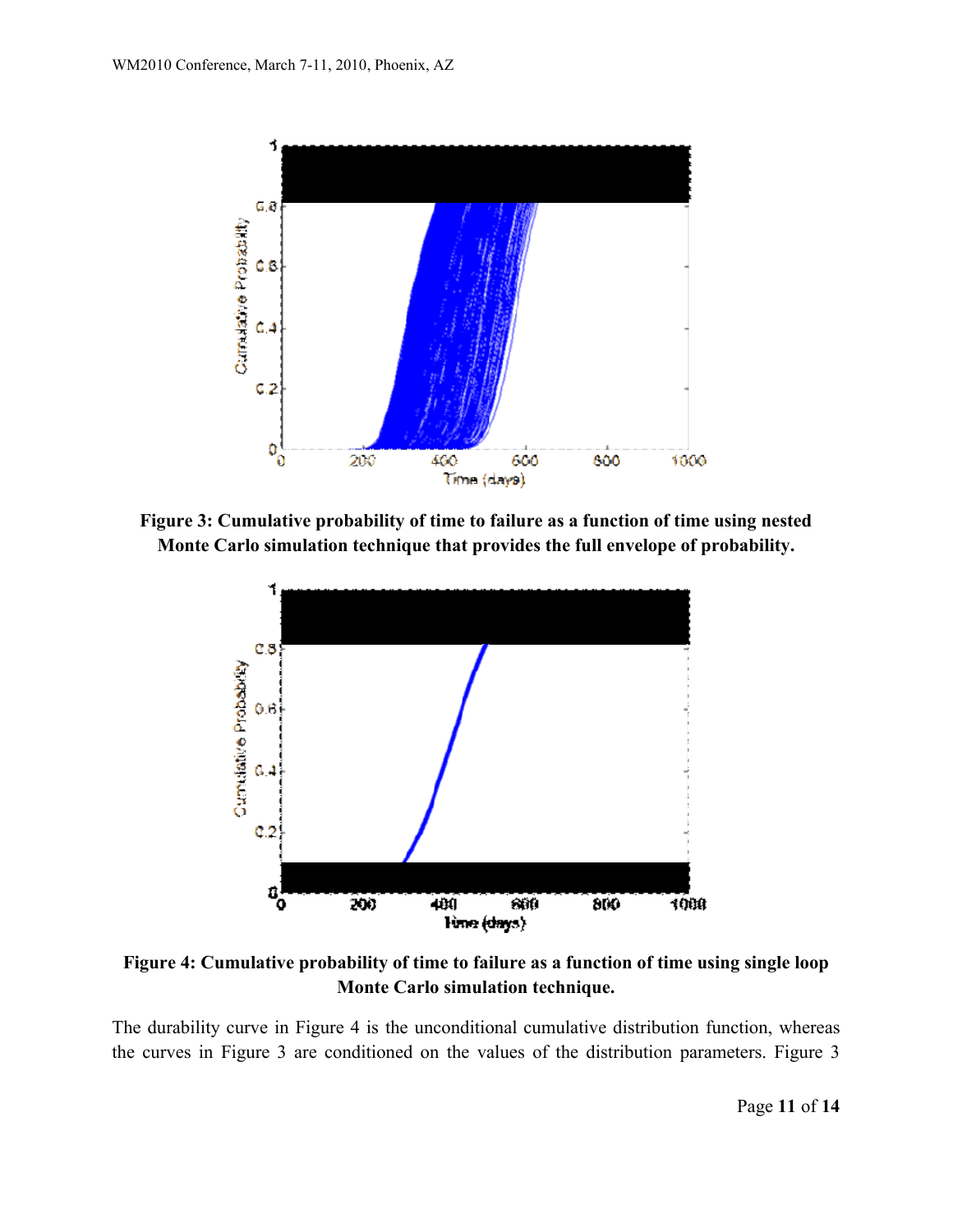**Figure 3: Cumulative probability of time to failure as a function of time using nested Monte Carlo simulation technique that provides the full envelope of probability.**

**Figure 4: Cumulative probability of time to failure as a function of time using single loop Monte Carlo simulation technique.**

The durability curve in Figure 4 is the unconditional cumulative distribution function, whereas the curves in Figure 3 are conditioned on the values of the distribution parameters. Figure 3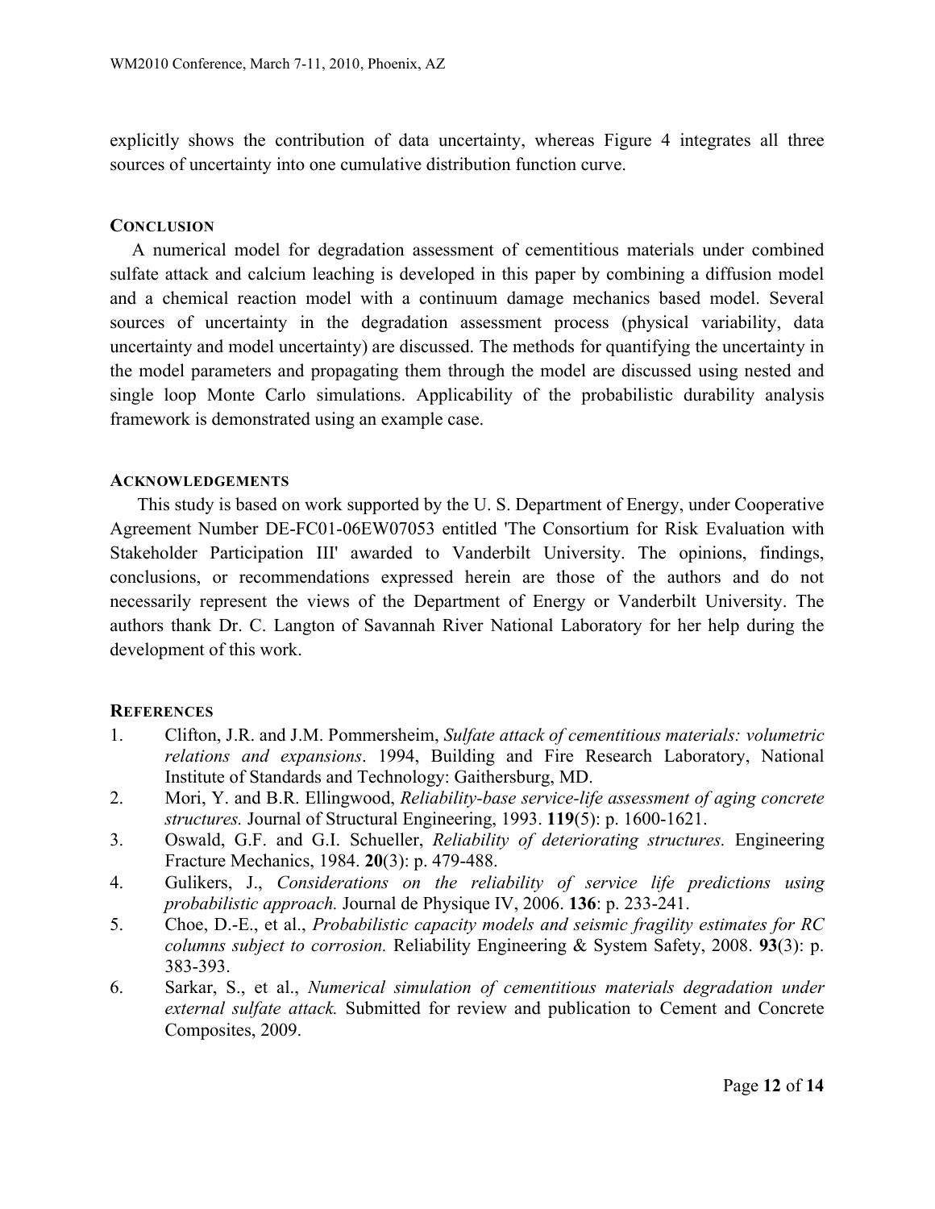explicitly shows the contribution of data uncertainty, whereas Figure 4 integrates all three sources of uncertainty into one cumulative distribution function curve.

## CONCLUSION

A numerical model for degradation assessment of cementitious materials under combined sulfate attack and calcium leaching is developed in this paper by combining a diffusion model and a chemical reaction model with a continuum damage mechanics based model. Several sources of uncertainty in the degradation assessment process (physical variability, data uncertainty and model uncertainty) are discussed. The methods for quantifying the uncertainty in the model parameters and propagating them through the model are discussed using nested and single loop Monte Carlo simulations. Applicability of the probabilistic durability analysis framework is demonstrated using an example case.

## ACKNOWLEDGEMENTS

This study is based on work supported by the U. S. Department of Energy, under Cooperative Agreement Number DE-FC01-06EW07053 entitled 'The Consortium for Risk Evaluation with Stakeholder Participation III' awarded to Vanderbilt University. The opinions, findings, conclusions, or recommendations expressed herein are those of the authors and do not necessarily represent the views of the Department of Energy or Vanderbilt University. The authors thank Dr. C. Langton of Savannah River National Laboratory for her help during the development of this work.

## REFERENCES

1. Clifton, J.R. and J.M. Pommersheim, *Sulfate attack of cementitious materials: volumetric relations and expansions*. 1994, Building and Fire Research Laboratory, National Institute of Standards and Technology: Gaithersburg, MD.
2. Mori, Y. and B.R. Ellingwood, *Reliability-base service-life assessment of aging concrete structures.* Journal of Structural Engineering, 1993. **119**(5): p. 1600-1621.
3. Oswald, G.F. and G.I. Schueller, *Reliability of deteriorating structures.* Engineering Fracture Mechanics, 1984. **20**(3): p. 479-488.
4. Gulikers, J., *Considerations on the reliability of service life predictions using probabilistic approach.* Journal de Physique IV, 2006. **136**: p. 233-241.
5. Choe, D.-E., et al., *Probabilistic capacity models and seismic fragility estimates for RC columns subject to corrosion.* Reliability Engineering & System Safety, 2008. **93**(3): p. 383-393.
6. Sarkar, S., et al., *Numerical simulation of cementitious materials degradation under external sulfate attack.* Submitted for review and publication to Cement and Concrete Composites, 2009.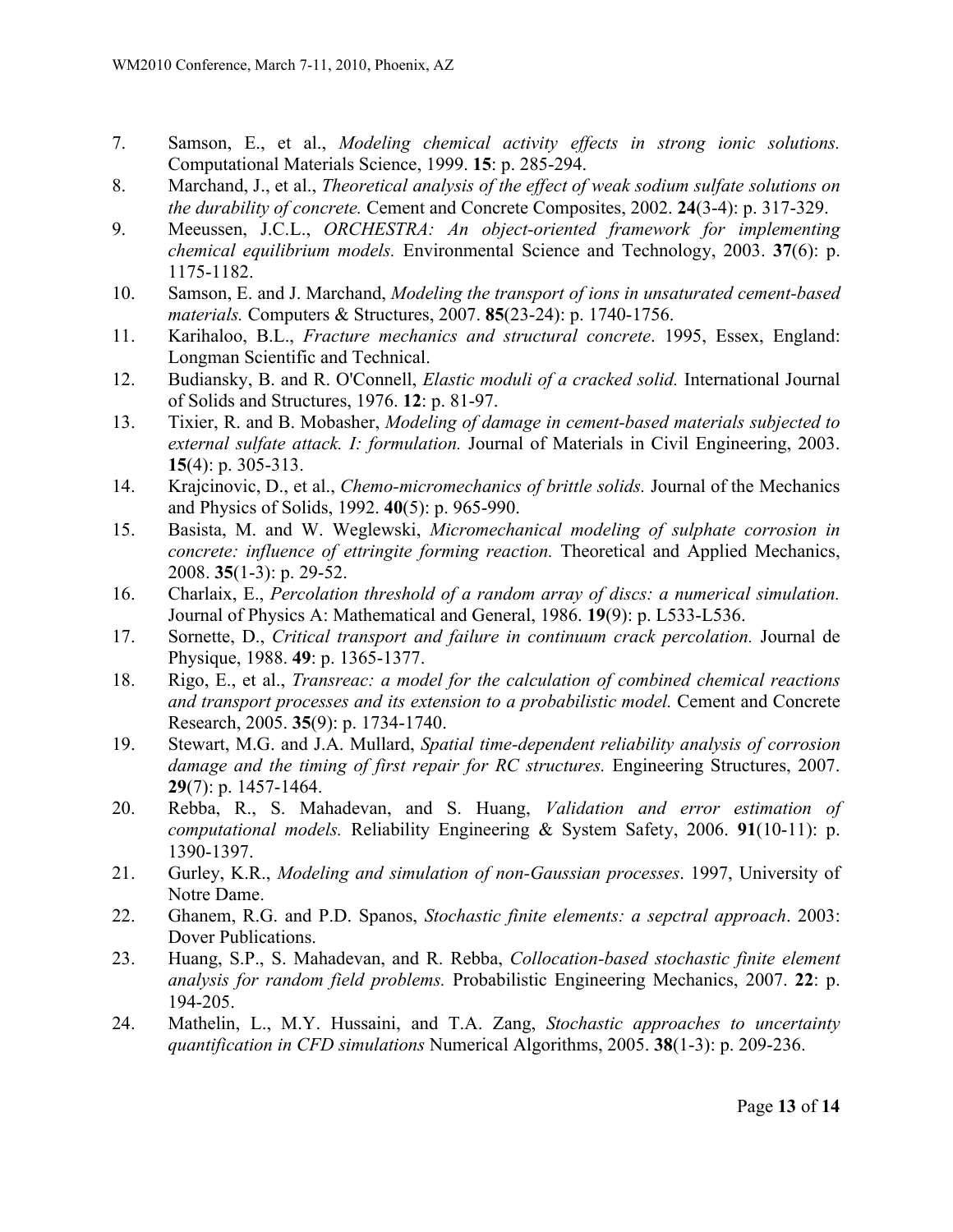7. Samson, E., et al., *Modeling chemical activity effects in strong ionic solutions.* Computational Materials Science, 1999. **15**: p. 285-294.
8. Marchand, J., et al., *Theoretical analysis of the effect of weak sodium sulfate solutions on the durability of concrete.* Cement and Concrete Composites, 2002. **24**(3-4): p. 317-329.
9. Meeussen, J.C.L., *ORCHESTRA: An object-oriented framework for implementing chemical equilibrium models.* Environmental Science and Technology, 2003. **37**(6): p. 1175-1182.
10. Samson, E. and J. Marchand, *Modeling the transport of ions in unsaturated cement-based materials.* Computers & Structures, 2007. **85**(23-24): p. 1740-1756.
11. Karihaloo, B.L., *Fracture mechanics and structural concrete*. 1995, Essex, England: Longman Scientific and Technical.
12. Budiansky, B. and R. O'Connell, *Elastic moduli of a cracked solid.* International Journal of Solids and Structures, 1976. **12**: p. 81-97.
13. Tixier, R. and B. Mobasher, *Modeling of damage in cement-based materials subjected to external sulfate attack. I: formulation.* Journal of Materials in Civil Engineering, 2003. **15**(4): p. 305-313.
14. Krajcinovic, D., et al., *Chemo-micromechanics of brittle solids.* Journal of the Mechanics and Physics of Solids, 1992. **40**(5): p. 965-990.
15. Basista, M. and W. Weglewski, *Micromechanical modeling of sulphate corrosion in concrete: influence of ettringite forming reaction.* Theoretical and Applied Mechanics, 2008. **35**(1-3): p. 29-52.
16. Charlaix, E., *Percolation threshold of a random array of discs: a numerical simulation.* Journal of Physics A: Mathematical and General, 1986. **19**(9): p. L533-L536.
17. Sornette, D., *Critical transport and failure in continuum crack percolation.* Journal de Physique, 1988. **49**: p. 1365-1377.
18. Rigo, E., et al., *Transreac: a model for the calculation of combined chemical reactions and transport processes and its extension to a probabilistic model.* Cement and Concrete Research, 2005. **35**(9): p. 1734-1740.
19. Stewart, M.G. and J.A. Mullard, *Spatial time-dependent reliability analysis of corrosion damage and the timing of first repair for RC structures.* Engineering Structures, 2007. **29**(7): p. 1457-1464.
20. Rebba, R., S. Mahadevan, and S. Huang, *Validation and error estimation of computational models.* Reliability Engineering & System Safety, 2006. **91**(10-11): p. 1390-1397.
21. Gurley, K.R., *Modeling and simulation of non-Gaussian processes*. 1997, University of Notre Dame.
22. Ghanem, R.G. and P.D. Spanos, *Stochastic finite elements: a sepctral approach*. 2003: Dover Publications.
23. Huang, S.P., S. Mahadevan, and R. Rebba, *Collocation-based stochastic finite element analysis for random field problems.* Probabilistic Engineering Mechanics, 2007. **22**: p. 194-205.
24. Mathelin, L., M.Y. Hussaini, and T.A. Zang, *Stochastic approaches to uncertainty quantification in CFD simulations* Numerical Algorithms, 2005. **38**(1-3): p. 209-236.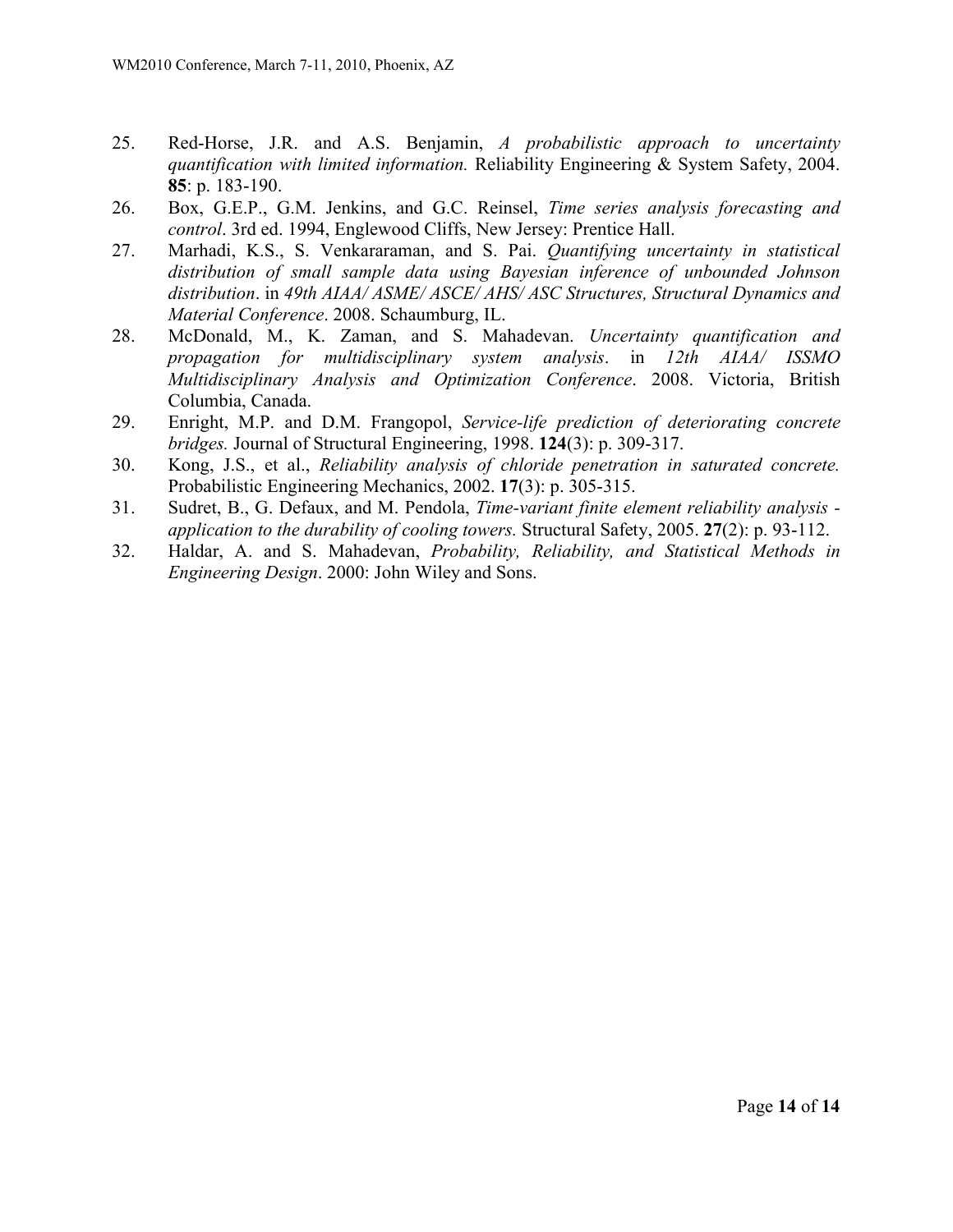25. Red-Horse, J.R. and A.S. Benjamin, *A probabilistic approach to uncertainty quantification with limited information.* Reliability Engineering & System Safety, 2004. **85**: p. 183-190.
26. Box, G.E.P., G.M. Jenkins, and G.C. Reinsel, *Time series analysis forecasting and control*. 3rd ed. 1994, Englewood Cliffs, New Jersey: Prentice Hall.
27. Marhadi, K.S., S. Venkararaman, and S. Pai. *Quantifying uncertainty in statistical distribution of small sample data using Bayesian inference of unbounded Johnson distribution*. in *49th AIAA/ ASME/ ASCE/ AHS/ ASC Structures, Structural Dynamics and Material Conference*. 2008. Schaumburg, IL.
28. McDonald, M., K. Zaman, and S. Mahadevan. *Uncertainty quantification and propagation for multidisciplinary system analysis*. in *12th AIAA/ ISSMO Multidisciplinary Analysis and Optimization Conference*. 2008. Victoria, British Columbia, Canada.
29. Enright, M.P. and D.M. Frangopol, *Service-life prediction of deteriorating concrete bridges.* Journal of Structural Engineering, 1998. **124**(3): p. 309-317.
30. Kong, J.S., et al., *Reliability analysis of chloride penetration in saturated concrete.* Probabilistic Engineering Mechanics, 2002. **17**(3): p. 305-315.
31. Sudret, B., G. Defaux, and M. Pendola, *Time-variant finite element reliability analysis - application to the durability of cooling towers.* Structural Safety, 2005. **27**(2): p. 93-112.
32. Haldar, A. and S. Mahadevan, *Probability, Reliability, and Statistical Methods in Engineering Design*. 2000: John Wiley and Sons.